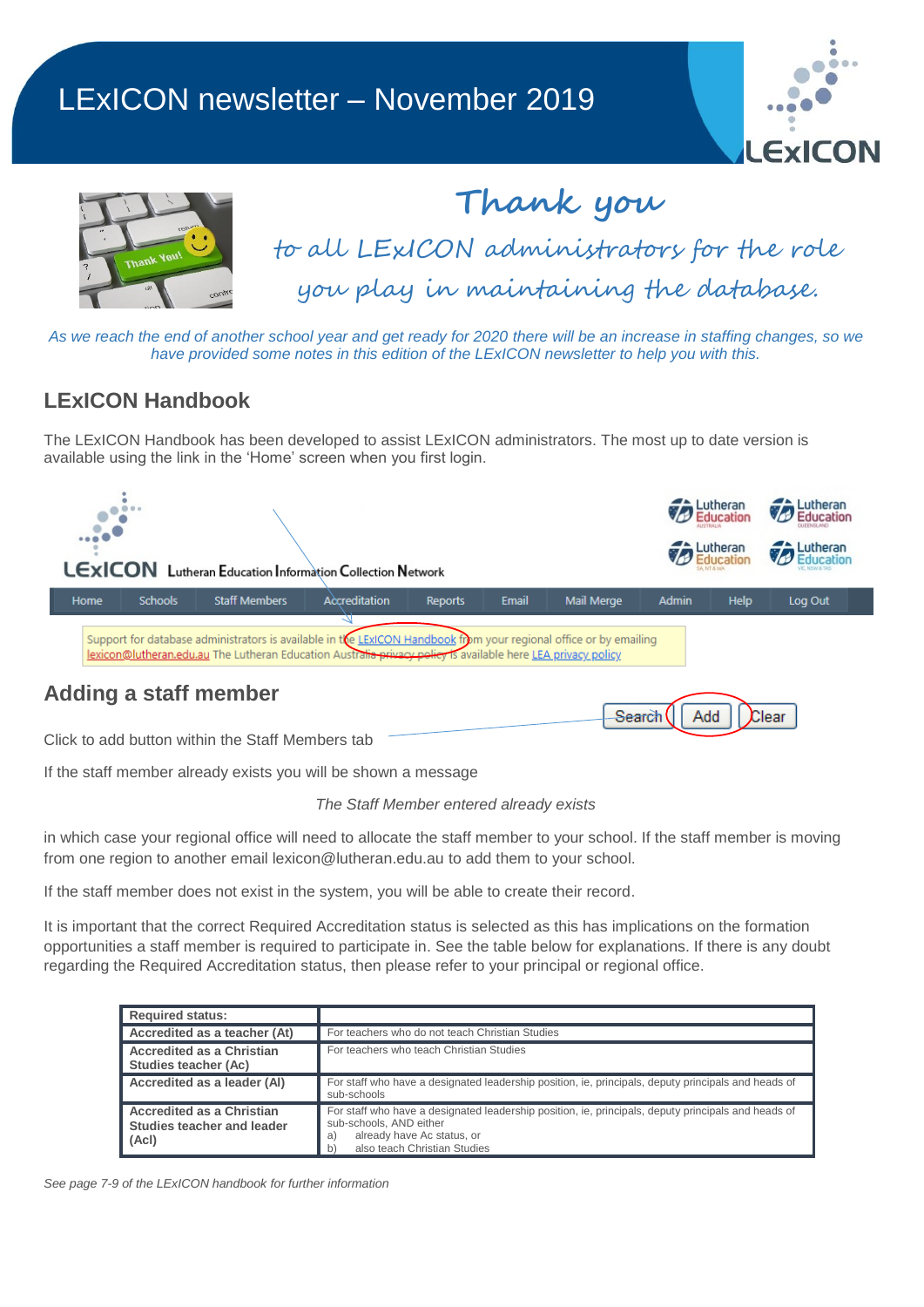# LExICON newsletter – November 2019

## Thank you

to all LExICON administrators for the role you play in maintaining the database.

*As we reach the end of another school year and get ready for 2020 there will be an increase in staffing changes, so we have provided some notes in this edition of the LExICON newsletter to help you with this.*

## LExICON Handbook

The LExICON Handbook has been developed to assist LExICON administrators. The most up to date version is available using the link in the 'Home' screen when you first login.

## Adding a staff member

Click to add button within the Staff Members tab

If the staff member already exists you will be shown a message

*The Staff Member entered already exists*

in which case your regional office will need to allocate the staff member to your school. If the staff member is moving from one region to another email lexicon@lutheran.edu.au to add them to your school.

If the staff member does not exist in the system, you will be able to create their record.

It is important that the correct Required Accreditation status is selected as this has implications on the formation opportunities a staff member is required to participate in. See the table below for explanations. If there is any doubt regarding the Required Accreditation status, then please refer to your principal or regional office.

| Required status: | |
|---|---|
| **Accredited as a teacher (At)** | For teachers who do not teach Christian Studies |
| **Accredited as a Christian Studies teacher (Ac)** | For teachers who teach Christian Studies |
| **Accredited as a leader (Al)** | For staff who have a designated leadership position, ie, principals, deputy principals and heads of sub-schools |
| **Accredited as a Christian Studies teacher and leader (Acl)** | For staff who have a designated leadership position, ie, principals, deputy principals and heads of sub-schools, AND either a) already have Ac status, or b) also teach Christian Studies |

*See page 7-9 of the LExICON handbook for further information*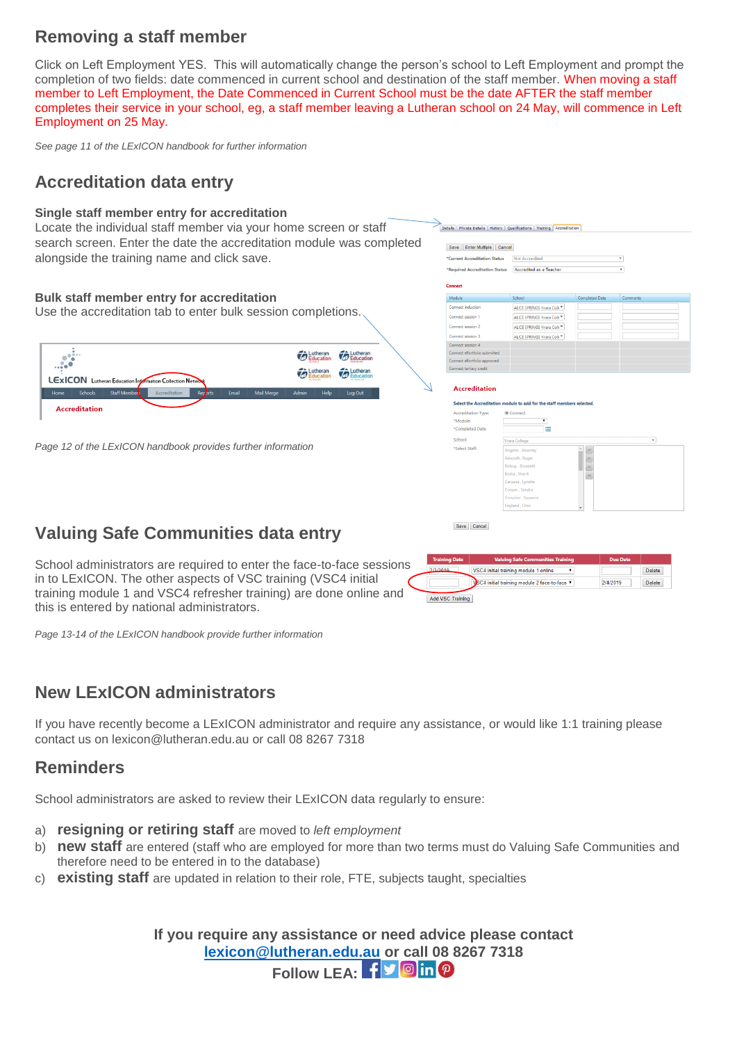## Removing a staff member

Click on Left Employment YES. This will automatically change the person's school to Left Employment and prompt the completion of two fields: date commenced in current school and destination of the staff member. When moving a staff member to Left Employment, the Date Commenced in Current School must be the date AFTER the staff member completes their service in your school, eg, a staff member leaving a Lutheran school on 24 May, will commence in Left Employment on 25 May.

*See page 11 of the LExICON handbook for further information*

## Accreditation data entry

**Single staff member entry for accreditation**
Locate the individual staff member via your home screen or staff search screen. Enter the date the accreditation module was completed alongside the training name and click save.

**Bulk staff member entry for accreditation**
Use the accreditation tab to enter bulk session completions.

*Page 12 of the LExICON handbook provides further information*

## Valuing Safe Communities data entry

School administrators are required to enter the face-to-face sessions in to LExICON. The other aspects of VSC training (VSC4 initial training module 1 and VSC4 refresher training) are done online and this is entered by national administrators.

*Page 13-14 of the LExICON handbook provide further information*

## New LExICON administrators

If you have recently become a LExICON administrator and require any assistance, or would like 1:1 training please contact us on lexicon@lutheran.edu.au or call 08 8267 7318

## Reminders

School administrators are asked to review their LExICON data regularly to ensure:

a) **resigning or retiring staff** are moved to *left employment*
b) **new staff** are entered (staff who are employed for more than two terms must do Valuing Safe Communities and therefore need to be entered in to the database)
c) **existing staff** are updated in relation to their role, FTE, subjects taught, specialties

**If you require any assistance or need advice please contact**
**lexicon@lutheran.edu.au or call 08 8267 7318**
**Follow LEA:**